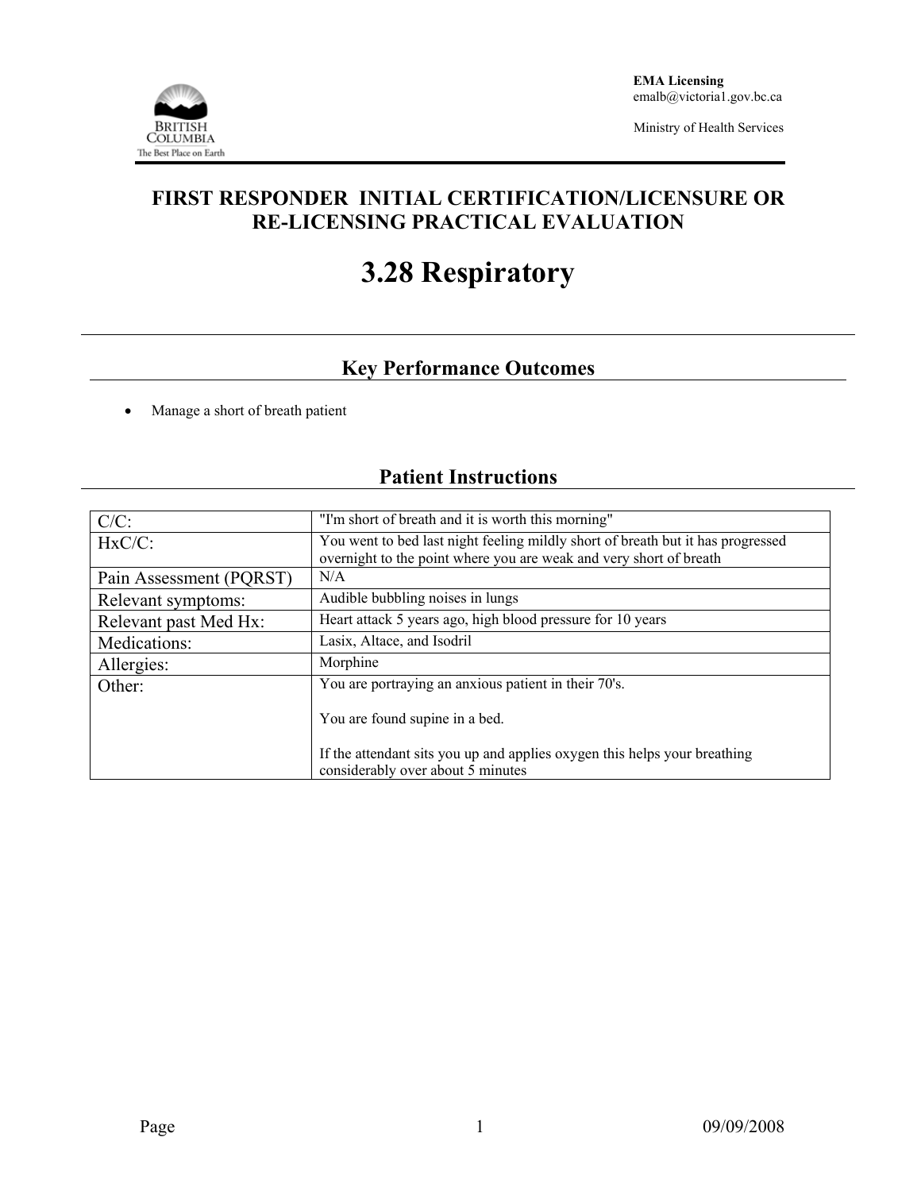EMA Licensing
emalb@victoria1.gov.bc.ca

Ministry of Health Services

# FIRST RESPONDER INITIAL CERTIFICATION/LICENSURE OR RE-LICENSING PRACTICAL EVALUATION

# 3.28 Respiratory

## Key Performance Outcomes

- Manage a short of breath patient

## Patient Instructions

| | |
|---|---|
| C/C: | "I'm short of breath and it is worth this morning" |
| HxC/C: | You went to bed last night feeling mildly short of breath but it has progressed overnight to the point where you are weak and very short of breath |
| Pain Assessment (PQRST) | N/A |
| Relevant symptoms: | Audible bubbling noises in lungs |
| Relevant past Med Hx: | Heart attack 5 years ago, high blood pressure for 10 years |
| Medications: | Lasix, Altace, and Isodril |
| Allergies: | Morphine |
| Other: | You are portraying an anxious patient in their 70's.<br><br>You are found supine in a bed.<br><br>If the attendant sits you up and applies oxygen this helps your breathing considerably over about 5 minutes |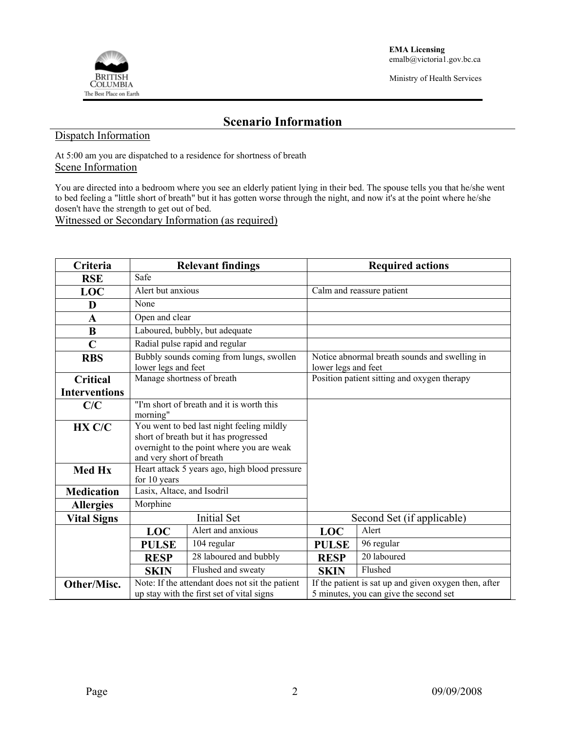EMA Licensing
emalb@victoria1.gov.bc.ca

Ministry of Health Services

## Scenario Information

Dispatch Information

At 5:00 am you are dispatched to a residence for shortness of breath

Scene Information

You are directed into a bedroom where you see an elderly patient lying in their bed. The spouse tells you that he/she went to bed feeling a "little short of breath" but it has gotten worse through the night, and now it's at the point where he/she dosen't have the strength to get out of bed.

Witnessed or Secondary Information (as required)

| Criteria | Relevant findings | | Required actions | |
|---|---|---|---|---|
| RSE | Safe | | | |
| LOC | Alert but anxious | | Calm and reassure patient | |
| D | None | | | |
| A | Open and clear | | | |
| B | Laboured, bubbly, but adequate | | | |
| C | Radial pulse rapid and regular | | | |
| RBS | Bubbly sounds coming from lungs, swollen lower legs and feet | | Notice abnormal breath sounds and swelling in lower legs and feet | |
| Critical Interventions | Manage shortness of breath | | Position patient sitting and oxygen therapy | |
| C/C | "I'm short of breath and it is worth this morning" | | | |
| HX C/C | You went to bed last night feeling mildly short of breath but it has progressed overnight to the point where you are weak and very short of breath | | | |
| Med Hx | Heart attack 5 years ago, high blood pressure for 10 years | | | |
| Medication | Lasix, Altace, and Isodril | | | |
| Allergies | Morphine | | | |
| Vital Signs | Initial Set | | Second Set (if applicable) | |
| | LOC | Alert and anxious | LOC | Alert |
| | PULSE | 104 regular | PULSE | 96 regular |
| | RESP | 28 laboured and bubbly | RESP | 20 laboured |
| | SKIN | Flushed and sweaty | SKIN | Flushed |
| Other/Misc. | Note: If the attendant does not sit the patient up stay with the first set of vital signs | | If the patient is sat up and given oxygen then, after 5 minutes, you can give the second set | |